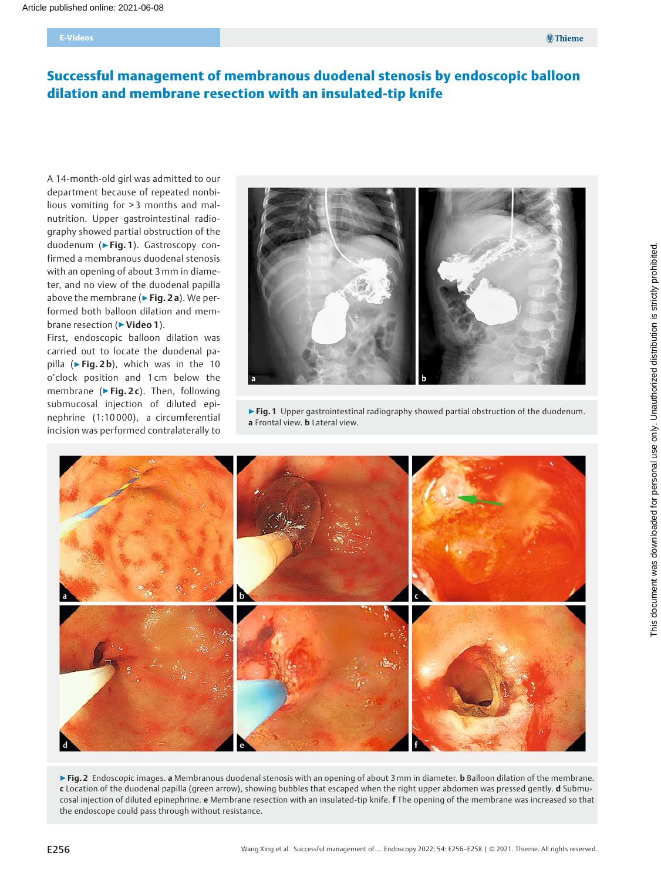# Successful management of membranous duodenal stenosis by endoscopic balloon dilation and membrane resection with an insulated-tip knife

A 14-month-old girl was admitted to our department because of repeated nonbilious vomiting for >3 months and malnutrition. Upper gastrointestinal radiography showed partial obstruction of the duodenum (▶Fig. 1). Gastroscopy confirmed a membranous duodenal stenosis with an opening of about 3 mm in diameter, and no view of the duodenal papilla above the membrane (▶Fig. 2 a). We performed both balloon dilation and membrane resection (▶Video 1).

First, endoscopic balloon dilation was carried out to locate the duodenal papilla (▶Fig. 2 b), which was in the 10 o'clock position and 1 cm below the membrane (▶Fig. 2 c). Then, following submucosal injection of diluted epinephrine (1:10 000), a circumferential incision was performed contralaterally to

▶Fig. 1 Upper gastrointestinal radiography showed partial obstruction of the duodenum. **a** Frontal view. **b** Lateral view.

▶Fig. 2 Endoscopic images. **a** Membranous duodenal stenosis with an opening of about 3 mm in diameter. **b** Balloon dilation of the membrane. **c** Location of the duodenal papilla (green arrow), showing bubbles that escaped when the right upper abdomen was pressed gently. **d** Submucosal injection of diluted epinephrine. **e** Membrane resection with an insulated-tip knife. **f** The opening of the membrane was increased so that the endoscope could pass through without resistance.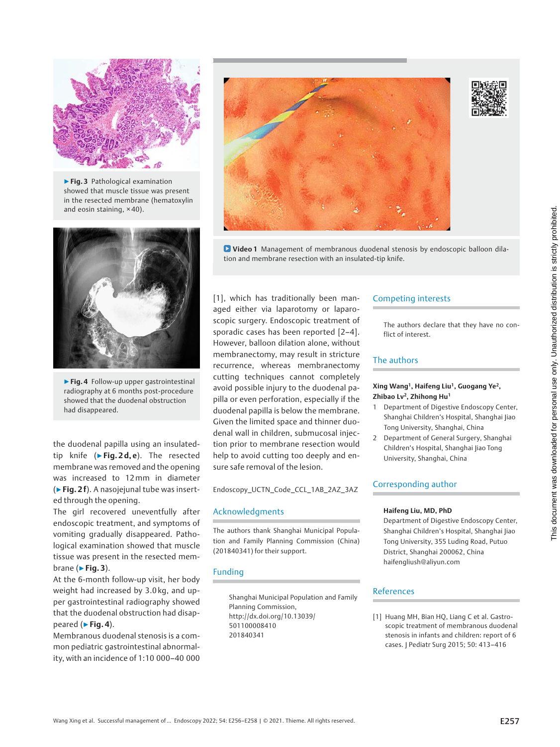▶ **Fig. 3** Pathological examination showed that muscle tissue was present in the resected membrane (hematoxylin and eosin staining, ×40).

▶ **Fig. 4** Follow-up upper gastrointestinal radiography at 6 months post-procedure showed that the duodenal obstruction had disappeared.

**Video 1** Management of membranous duodenal stenosis by endoscopic balloon dilation and membrane resection with an insulated-tip knife.

the duodenal papilla using an insulated-tip knife (▶ **Fig. 2 d, e**). The resected membrane was removed and the opening was increased to 12 mm in diameter (▶ **Fig. 2 f**). A nasojejunal tube was inserted through the opening.

The girl recovered uneventfully after endoscopic treatment, and symptoms of vomiting gradually disappeared. Pathological examination showed that muscle tissue was present in the resected membrane (▶ **Fig. 3**).

At the 6-month follow-up visit, her body weight had increased by 3.0 kg, and upper gastrointestinal radiography showed that the duodenal obstruction had disappeared (▶ **Fig. 4**).

Membranous duodenal stenosis is a common pediatric gastrointestinal abnormality, with an incidence of 1:10 000–40 000 [1], which has traditionally been managed either via laparotomy or laparoscopic surgery. Endoscopic treatment of sporadic cases has been reported [2–4]. However, balloon dilation alone, without membranectomy, may result in stricture recurrence, whereas membranectomy cutting techniques cannot completely avoid possible injury to the duodenal papilla or even perforation, especially if the duodenal papilla is below the membrane. Given the limited space and thinner duodenal wall in children, submucosal injection prior to membrane resection would help to avoid cutting too deeply and ensure safe removal of the lesion.

Endoscopy_UCTN_Code_CCL_1AB_2AZ_3AZ

## Acknowledgments

The authors thank Shanghai Municipal Population and Family Planning Commission (China) (201840341) for their support.

## Funding

Shanghai Municipal Population and Family Planning Commission,
http://dx.doi.org/10.13039/501100008410
201840341

## Competing interests

The authors declare that they have no conflict of interest.

## The authors

**Xing Wang[1], Haifeng Liu[1], Guogang Ye[2], Zhibao Lv[2], Zhihong Hu[1]**

1. Department of Digestive Endoscopy Center, Shanghai Children's Hospital, Shanghai Jiao Tong University, Shanghai, China
2. Department of General Surgery, Shanghai Children's Hospital, Shanghai Jiao Tong University, Shanghai, China

## Corresponding author

**Haifeng Liu, MD, PhD**
Department of Digestive Endoscopy Center, Shanghai Children's Hospital, Shanghai Jiao Tong University, 355 Luding Road, Putuo District, Shanghai 200062, China
haifengliush@aliyun.com

## References

[1] Huang MH, Bian HQ, Liang C et al. Gastroscopic treatment of membranous duodenal stenosis in infants and children: report of 6 cases. J Pediatr Surg 2015; 50: 413–416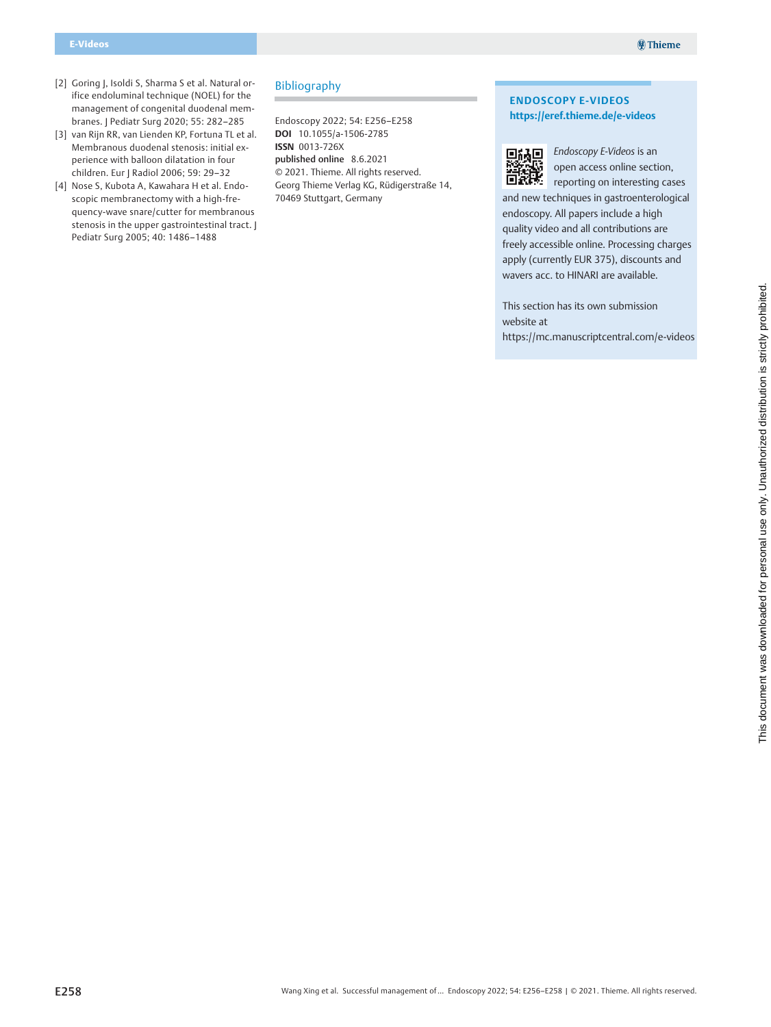[2] Goring J, Isoldi S, Sharma S et al. Natural orifice endoluminal technique (NOEL) for the management of congenital duodenal membranes. J Pediatr Surg 2020; 55: 282–285

[3] van Rijn RR, van Lienden KP, Fortuna TL et al. Membranous duodenal stenosis: initial experience with balloon dilatation in four children. Eur J Radiol 2006; 59: 29–32

[4] Nose S, Kubota A, Kawahara H et al. Endoscopic membranectomy with a high-frequency-wave snare/cutter for membranous stenosis in the upper gastrointestinal tract. J Pediatr Surg 2005; 40: 1486–1488

## Bibliography

Endoscopy 2022; 54: E256–E258
**DOI** 10.1055/a-1506-2785
**ISSN** 0013-726X
**published online** 8.6.2021
© 2021. Thieme. All rights reserved.
Georg Thieme Verlag KG, Rüdigerstraße 14, 70469 Stuttgart, Germany

### ENDOSCOPY E-VIDEOS
**https://eref.thieme.de/e-videos**

*Endoscopy E-Videos* is an open access online section, reporting on interesting cases and new techniques in gastroenterological endoscopy. All papers include a high quality video and all contributions are freely accessible online. Processing charges apply (currently EUR 375), discounts and wavers acc. to HINARI are available.

This section has its own submission website at https://mc.manuscriptcentral.com/e-videos